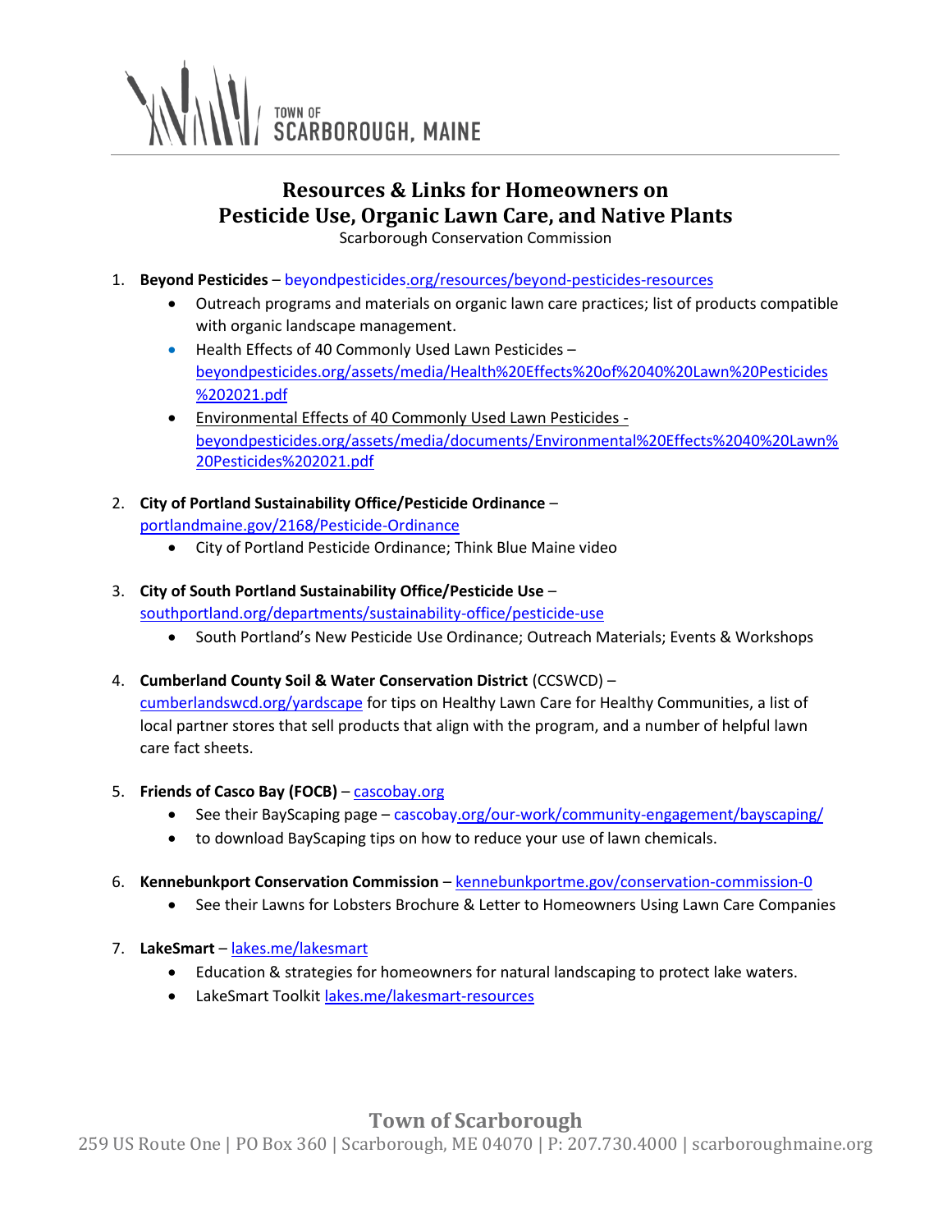TOWN OF SCARBOROUGH, MAINE

# Resources & Links for Homeowners on Pesticide Use, Organic Lawn Care, and Native Plants

Scarborough Conservation Commission

1. **Beyond Pesticides** – beyondpesticides.org/resources/beyond-pesticides-resources
   - Outreach programs and materials on organic lawn care practices; list of products compatible with organic landscape management.
   - Health Effects of 40 Commonly Used Lawn Pesticides – beyondpesticides.org/assets/media/Health%20Effects%20of%2040%20Lawn%20Pesticides%202021.pdf
   - Environmental Effects of 40 Commonly Used Lawn Pesticides - beyondpesticides.org/assets/media/documents/Environmental%20Effects%2040%20Lawn%20Pesticides%202021.pdf

2. **City of Portland Sustainability Office/Pesticide Ordinance** – portlandmaine.gov/2168/Pesticide-Ordinance
   - City of Portland Pesticide Ordinance; Think Blue Maine video

3. **City of South Portland Sustainability Office/Pesticide Use** – southportland.org/departments/sustainability-office/pesticide-use
   - South Portland's New Pesticide Use Ordinance; Outreach Materials; Events & Workshops

4. **Cumberland County Soil & Water Conservation District** (CCSWCD) – cumberlandswcd.org/yardscape for tips on Healthy Lawn Care for Healthy Communities, a list of local partner stores that sell products that align with the program, and a number of helpful lawn care fact sheets.

5. **Friends of Casco Bay (FOCB)** – cascobay.org
   - See their BayScaping page – cascobay.org/our-work/community-engagement/bayscaping/
   - to download BayScaping tips on how to reduce your use of lawn chemicals.

6. **Kennebunkport Conservation Commission** – kennebunkportme.gov/conservation-commission-0
   - See their Lawns for Lobsters Brochure & Letter to Homeowners Using Lawn Care Companies

7. **LakeSmart** – lakes.me/lakesmart
   - Education & strategies for homeowners for natural landscaping to protect lake waters.
   - LakeSmart Toolkit lakes.me/lakesmart-resources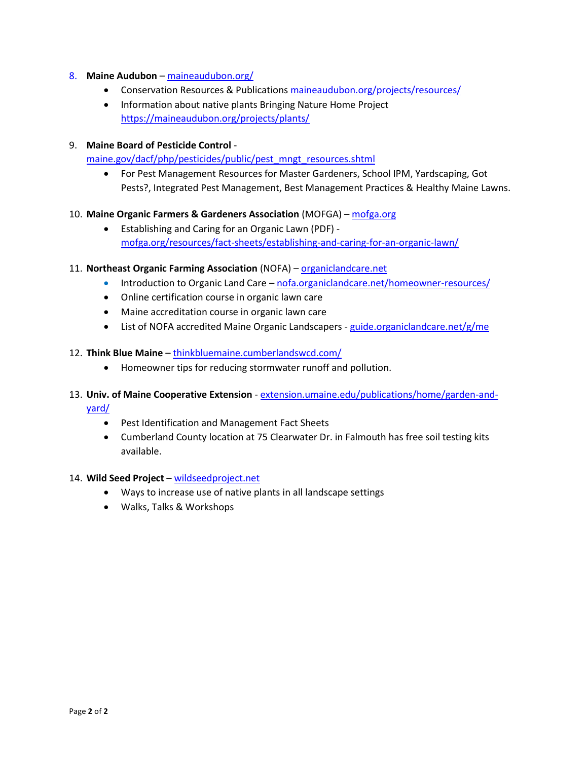8. **Maine Audubon** – maineaudubon.org/
    - Conservation Resources & Publications maineaudubon.org/projects/resources/
    - Information about native plants Bringing Nature Home Project https://maineaudubon.org/projects/plants/

9. **Maine Board of Pesticide Control** - maine.gov/dacf/php/pesticides/public/pest_mngt_resources.shtml
    - For Pest Management Resources for Master Gardeners, School IPM, Yardscaping, Got Pests?, Integrated Pest Management, Best Management Practices & Healthy Maine Lawns.

10. **Maine Organic Farmers & Gardeners Association** (MOFGA) – mofga.org
    - Establishing and Caring for an Organic Lawn (PDF) - mofga.org/resources/fact-sheets/establishing-and-caring-for-an-organic-lawn/

11. **Northeast Organic Farming Association** (NOFA) – organiclandcare.net
    - Introduction to Organic Land Care – nofa.organiclandcare.net/homeowner-resources/
    - Online certification course in organic lawn care
    - Maine accreditation course in organic lawn care
    - List of NOFA accredited Maine Organic Landscapers - guide.organiclandcare.net/g/me

12. **Think Blue Maine** – thinkbluemaine.cumberlandswcd.com/
    - Homeowner tips for reducing stormwater runoff and pollution.

13. **Univ. of Maine Cooperative Extension** - extension.umaine.edu/publications/home/garden-and-yard/
    - Pest Identification and Management Fact Sheets
    - Cumberland County location at 75 Clearwater Dr. in Falmouth has free soil testing kits available.

14. **Wild Seed Project** – wildseedproject.net
    - Ways to increase use of native plants in all landscape settings
    - Walks, Talks & Workshops